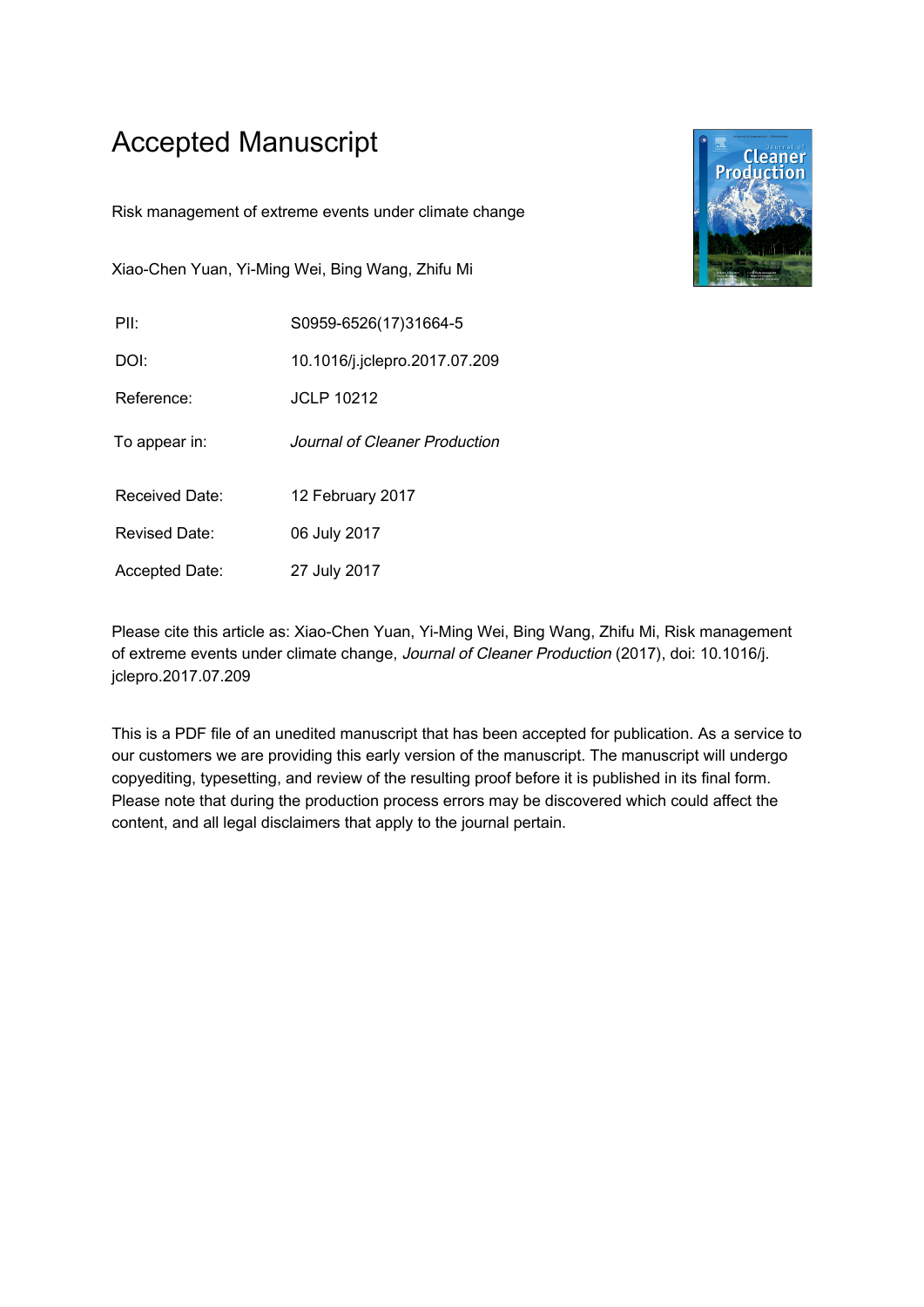# Accepted Manuscript

Risk management of extreme events under climate change

Xiao-Chen Yuan, Yi-Ming Wei, Bing Wang, Zhifu Mi

| | |
|---|---|
| PII: | S0959-6526(17)31664-5 |
| DOI: | 10.1016/j.jclepro.2017.07.209 |
| Reference: | JCLP 10212 |
| To appear in: | *Journal of Cleaner Production* |
| Received Date: | 12 February 2017 |
| Revised Date: | 06 July 2017 |
| Accepted Date: | 27 July 2017 |

Please cite this article as: Xiao-Chen Yuan, Yi-Ming Wei, Bing Wang, Zhifu Mi, Risk management of extreme events under climate change, *Journal of Cleaner Production* (2017), doi: 10.1016/j.jclepro.2017.07.209

This is a PDF file of an unedited manuscript that has been accepted for publication. As a service to our customers we are providing this early version of the manuscript. The manuscript will undergo copyediting, typesetting, and review of the resulting proof before it is published in its final form. Please note that during the production process errors may be discovered which could affect the content, and all legal disclaimers that apply to the journal pertain.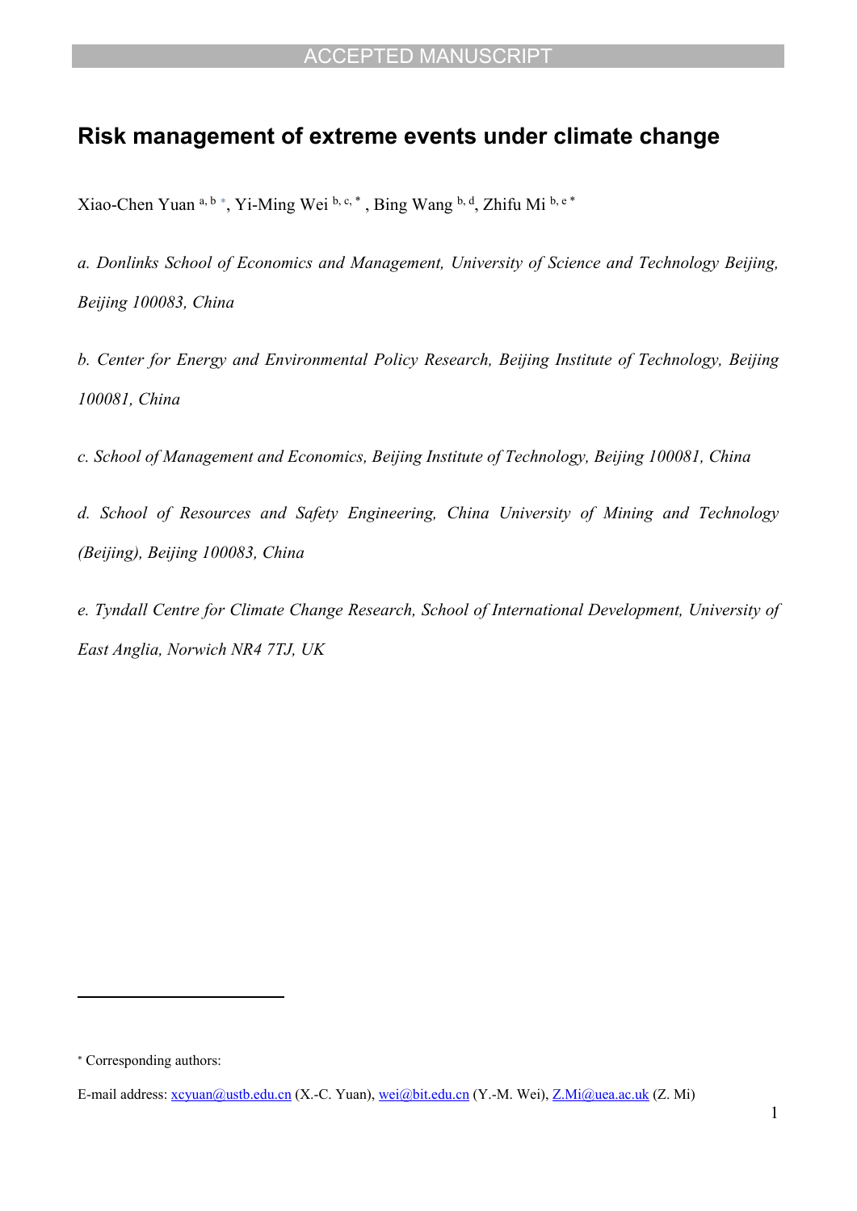# Risk management of extreme events under climate change

Xiao-Chen Yuan [a, b *], Yi-Ming Wei [b, c, *], Bing Wang [b, d], Zhifu Mi [b, e *]

*a. Donlinks School of Economics and Management, University of Science and Technology Beijing, Beijing 100083, China*

*b. Center for Energy and Environmental Policy Research, Beijing Institute of Technology, Beijing 100081, China*

*c. School of Management and Economics, Beijing Institute of Technology, Beijing 100081, China*

*d. School of Resources and Safety Engineering, China University of Mining and Technology (Beijing), Beijing 100083, China*

*e. Tyndall Centre for Climate Change Research, School of International Development, University of East Anglia, Norwich NR4 7TJ, UK*

---

[*] Corresponding authors:

E-mail address: xcyuan@ustb.edu.cn (X.-C. Yuan), wei@bit.edu.cn (Y.-M. Wei), Z.Mi@uea.ac.uk (Z. Mi)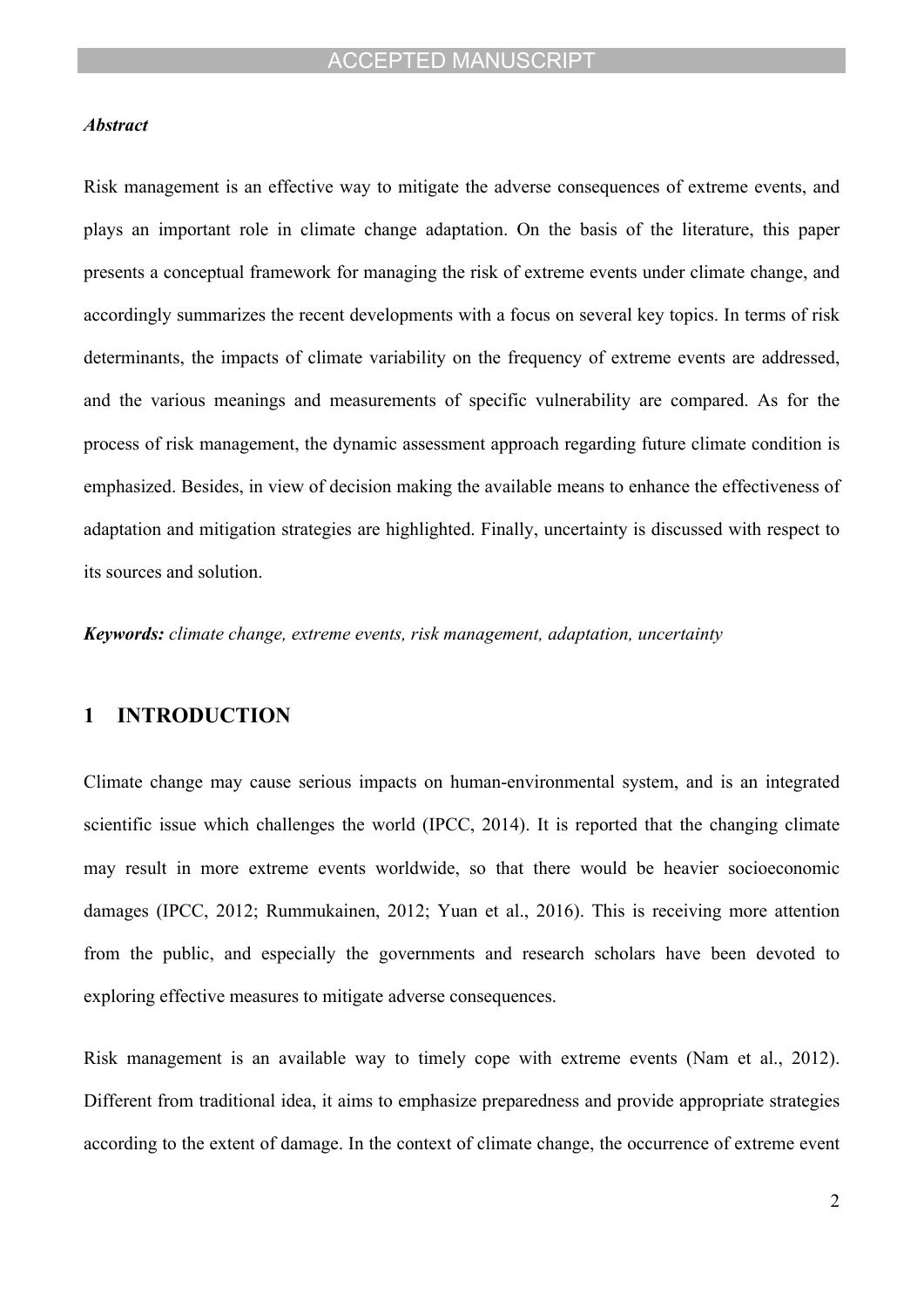***Abstract***

Risk management is an effective way to mitigate the adverse consequences of extreme events, and plays an important role in climate change adaptation. On the basis of the literature, this paper presents a conceptual framework for managing the risk of extreme events under climate change, and accordingly summarizes the recent developments with a focus on several key topics. In terms of risk determinants, the impacts of climate variability on the frequency of extreme events are addressed, and the various meanings and measurements of specific vulnerability are compared. As for the process of risk management, the dynamic assessment approach regarding future climate condition is emphasized. Besides, in view of decision making the available means to enhance the effectiveness of adaptation and mitigation strategies are highlighted. Finally, uncertainty is discussed with respect to its sources and solution.

***Keywords:*** *climate change, extreme events, risk management, adaptation, uncertainty*

## 1 INTRODUCTION

Climate change may cause serious impacts on human-environmental system, and is an integrated scientific issue which challenges the world (IPCC, 2014). It is reported that the changing climate may result in more extreme events worldwide, so that there would be heavier socioeconomic damages (IPCC, 2012; Rummukainen, 2012; Yuan et al., 2016). This is receiving more attention from the public, and especially the governments and research scholars have been devoted to exploring effective measures to mitigate adverse consequences.

Risk management is an available way to timely cope with extreme events (Nam et al., 2012). Different from traditional idea, it aims to emphasize preparedness and provide appropriate strategies according to the extent of damage. In the context of climate change, the occurrence of extreme event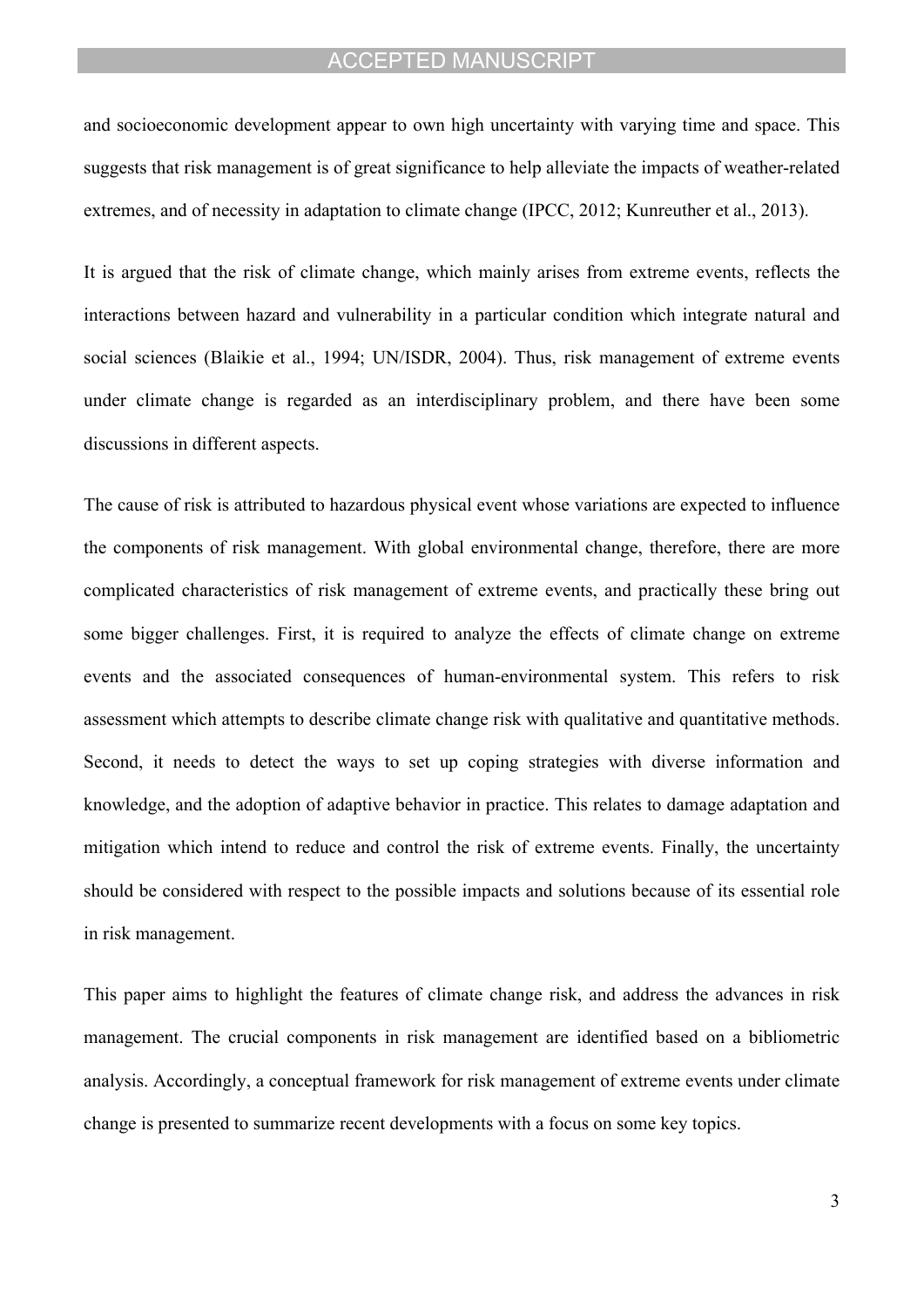and socioeconomic development appear to own high uncertainty with varying time and space. This suggests that risk management is of great significance to help alleviate the impacts of weather-related extremes, and of necessity in adaptation to climate change (IPCC, 2012; Kunreuther et al., 2013).

It is argued that the risk of climate change, which mainly arises from extreme events, reflects the interactions between hazard and vulnerability in a particular condition which integrate natural and social sciences (Blaikie et al., 1994; UN/ISDR, 2004). Thus, risk management of extreme events under climate change is regarded as an interdisciplinary problem, and there have been some discussions in different aspects.

The cause of risk is attributed to hazardous physical event whose variations are expected to influence the components of risk management. With global environmental change, therefore, there are more complicated characteristics of risk management of extreme events, and practically these bring out some bigger challenges. First, it is required to analyze the effects of climate change on extreme events and the associated consequences of human-environmental system. This refers to risk assessment which attempts to describe climate change risk with qualitative and quantitative methods. Second, it needs to detect the ways to set up coping strategies with diverse information and knowledge, and the adoption of adaptive behavior in practice. This relates to damage adaptation and mitigation which intend to reduce and control the risk of extreme events. Finally, the uncertainty should be considered with respect to the possible impacts and solutions because of its essential role in risk management.

This paper aims to highlight the features of climate change risk, and address the advances in risk management. The crucial components in risk management are identified based on a bibliometric analysis. Accordingly, a conceptual framework for risk management of extreme events under climate change is presented to summarize recent developments with a focus on some key topics.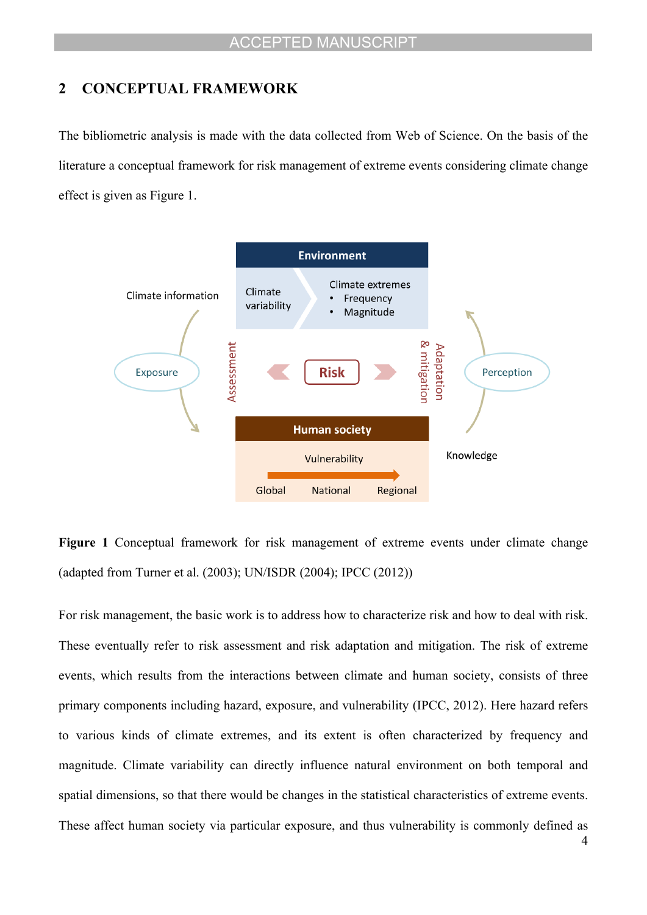## 2 CONCEPTUAL FRAMEWORK

The bibliometric analysis is made with the data collected from Web of Science. On the basis of the literature a conceptual framework for risk management of extreme events considering climate change effect is given as Figure 1.

**Figure 1** Conceptual framework for risk management of extreme events under climate change (adapted from Turner et al. (2003); UN/ISDR (2004); IPCC (2012))

For risk management, the basic work is to address how to characterize risk and how to deal with risk. These eventually refer to risk assessment and risk adaptation and mitigation. The risk of extreme events, which results from the interactions between climate and human society, consists of three primary components including hazard, exposure, and vulnerability (IPCC, 2012). Here hazard refers to various kinds of climate extremes, and its extent is often characterized by frequency and magnitude. Climate variability can directly influence natural environment on both temporal and spatial dimensions, so that there would be changes in the statistical characteristics of extreme events. These affect human society via particular exposure, and thus vulnerability is commonly defined as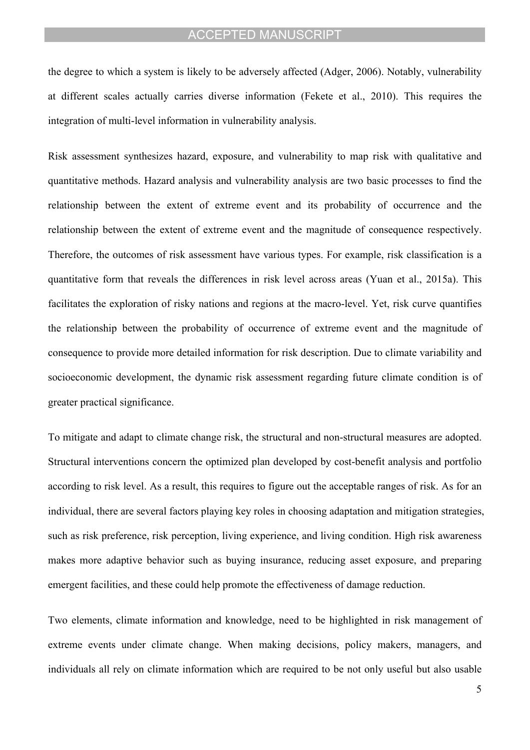the degree to which a system is likely to be adversely affected (Adger, 2006). Notably, vulnerability at different scales actually carries diverse information (Fekete et al., 2010). This requires the integration of multi-level information in vulnerability analysis.

Risk assessment synthesizes hazard, exposure, and vulnerability to map risk with qualitative and quantitative methods. Hazard analysis and vulnerability analysis are two basic processes to find the relationship between the extent of extreme event and its probability of occurrence and the relationship between the extent of extreme event and the magnitude of consequence respectively. Therefore, the outcomes of risk assessment have various types. For example, risk classification is a quantitative form that reveals the differences in risk level across areas (Yuan et al., 2015a). This facilitates the exploration of risky nations and regions at the macro-level. Yet, risk curve quantifies the relationship between the probability of occurrence of extreme event and the magnitude of consequence to provide more detailed information for risk description. Due to climate variability and socioeconomic development, the dynamic risk assessment regarding future climate condition is of greater practical significance.

To mitigate and adapt to climate change risk, the structural and non-structural measures are adopted. Structural interventions concern the optimized plan developed by cost-benefit analysis and portfolio according to risk level. As a result, this requires to figure out the acceptable ranges of risk. As for an individual, there are several factors playing key roles in choosing adaptation and mitigation strategies, such as risk preference, risk perception, living experience, and living condition. High risk awareness makes more adaptive behavior such as buying insurance, reducing asset exposure, and preparing emergent facilities, and these could help promote the effectiveness of damage reduction.

Two elements, climate information and knowledge, need to be highlighted in risk management of extreme events under climate change. When making decisions, policy makers, managers, and individuals all rely on climate information which are required to be not only useful but also usable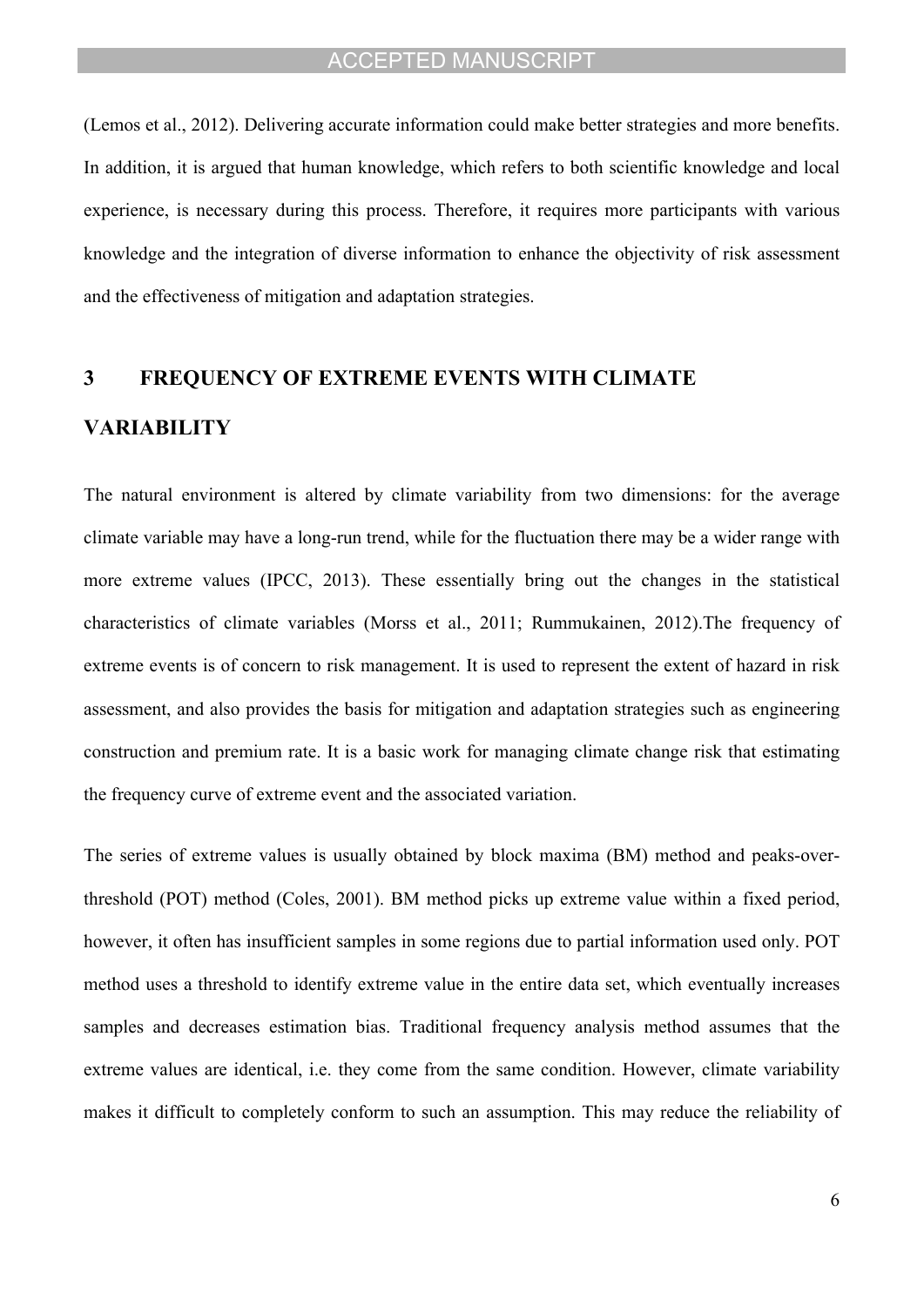(Lemos et al., 2012). Delivering accurate information could make better strategies and more benefits. In addition, it is argued that human knowledge, which refers to both scientific knowledge and local experience, is necessary during this process. Therefore, it requires more participants with various knowledge and the integration of diverse information to enhance the objectivity of risk assessment and the effectiveness of mitigation and adaptation strategies.

# 3 FREQUENCY OF EXTREME EVENTS WITH CLIMATE VARIABILITY

The natural environment is altered by climate variability from two dimensions: for the average climate variable may have a long-run trend, while for the fluctuation there may be a wider range with more extreme values (IPCC, 2013). These essentially bring out the changes in the statistical characteristics of climate variables (Morss et al., 2011; Rummukainen, 2012).The frequency of extreme events is of concern to risk management. It is used to represent the extent of hazard in risk assessment, and also provides the basis for mitigation and adaptation strategies such as engineering construction and premium rate. It is a basic work for managing climate change risk that estimating the frequency curve of extreme event and the associated variation.

The series of extreme values is usually obtained by block maxima (BM) method and peaks-over-threshold (POT) method (Coles, 2001). BM method picks up extreme value within a fixed period, however, it often has insufficient samples in some regions due to partial information used only. POT method uses a threshold to identify extreme value in the entire data set, which eventually increases samples and decreases estimation bias. Traditional frequency analysis method assumes that the extreme values are identical, i.e. they come from the same condition. However, climate variability makes it difficult to completely conform to such an assumption. This may reduce the reliability of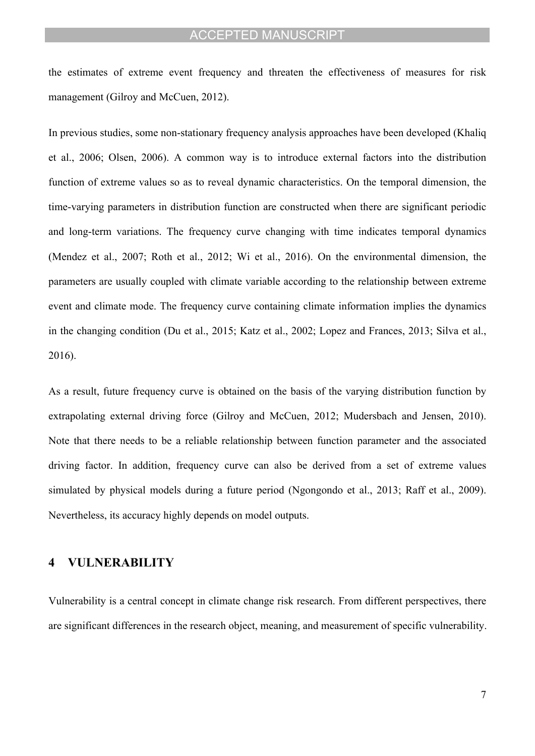the estimates of extreme event frequency and threaten the effectiveness of measures for risk management (Gilroy and McCuen, 2012).

In previous studies, some non-stationary frequency analysis approaches have been developed (Khaliq et al., 2006; Olsen, 2006). A common way is to introduce external factors into the distribution function of extreme values so as to reveal dynamic characteristics. On the temporal dimension, the time-varying parameters in distribution function are constructed when there are significant periodic and long-term variations. The frequency curve changing with time indicates temporal dynamics (Mendez et al., 2007; Roth et al., 2012; Wi et al., 2016). On the environmental dimension, the parameters are usually coupled with climate variable according to the relationship between extreme event and climate mode. The frequency curve containing climate information implies the dynamics in the changing condition (Du et al., 2015; Katz et al., 2002; Lopez and Frances, 2013; Silva et al., 2016).

As a result, future frequency curve is obtained on the basis of the varying distribution function by extrapolating external driving force (Gilroy and McCuen, 2012; Mudersbach and Jensen, 2010). Note that there needs to be a reliable relationship between function parameter and the associated driving factor. In addition, frequency curve can also be derived from a set of extreme values simulated by physical models during a future period (Ngongondo et al., 2013; Raff et al., 2009). Nevertheless, its accuracy highly depends on model outputs.

# 4 VULNERABILITY

Vulnerability is a central concept in climate change risk research. From different perspectives, there are significant differences in the research object, meaning, and measurement of specific vulnerability.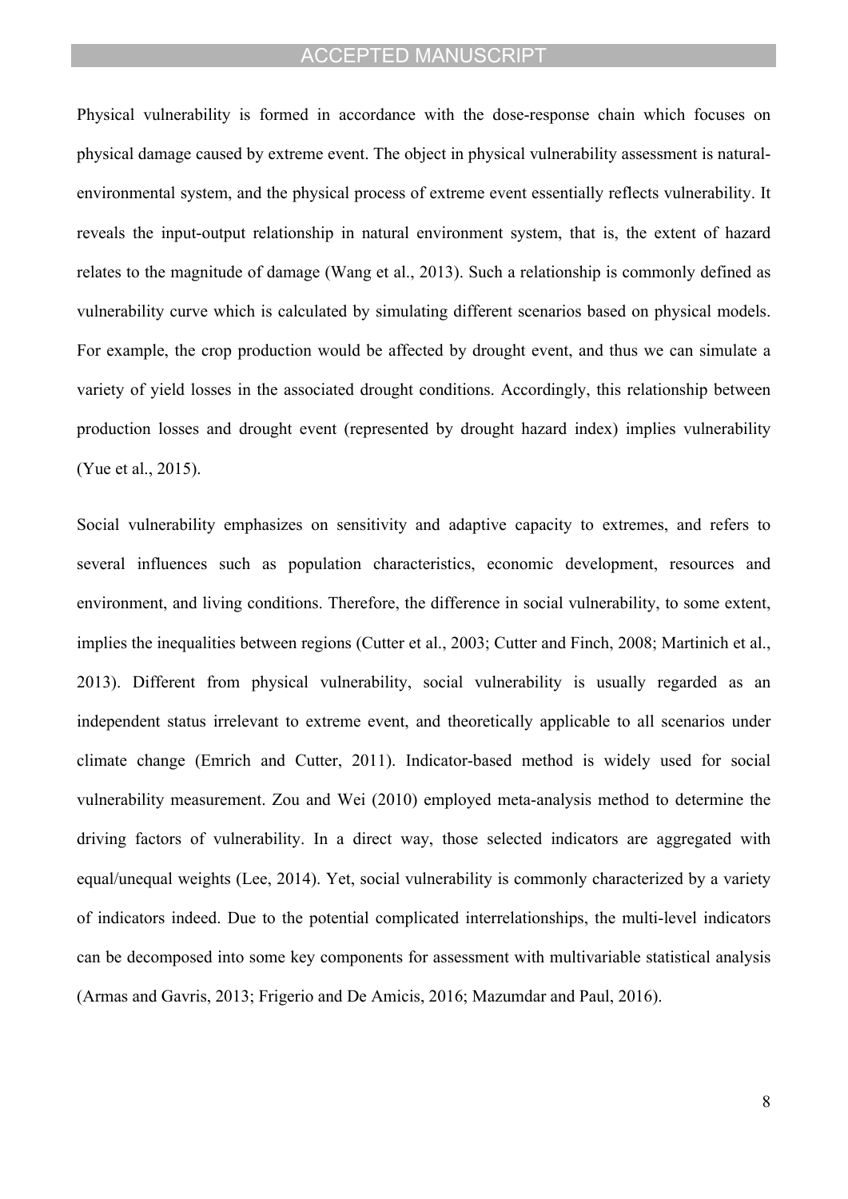Physical vulnerability is formed in accordance with the dose-response chain which focuses on physical damage caused by extreme event. The object in physical vulnerability assessment is natural-environmental system, and the physical process of extreme event essentially reflects vulnerability. It reveals the input-output relationship in natural environment system, that is, the extent of hazard relates to the magnitude of damage (Wang et al., 2013). Such a relationship is commonly defined as vulnerability curve which is calculated by simulating different scenarios based on physical models. For example, the crop production would be affected by drought event, and thus we can simulate a variety of yield losses in the associated drought conditions. Accordingly, this relationship between production losses and drought event (represented by drought hazard index) implies vulnerability (Yue et al., 2015).

Social vulnerability emphasizes on sensitivity and adaptive capacity to extremes, and refers to several influences such as population characteristics, economic development, resources and environment, and living conditions. Therefore, the difference in social vulnerability, to some extent, implies the inequalities between regions (Cutter et al., 2003; Cutter and Finch, 2008; Martinich et al., 2013). Different from physical vulnerability, social vulnerability is usually regarded as an independent status irrelevant to extreme event, and theoretically applicable to all scenarios under climate change (Emrich and Cutter, 2011). Indicator-based method is widely used for social vulnerability measurement. Zou and Wei (2010) employed meta-analysis method to determine the driving factors of vulnerability. In a direct way, those selected indicators are aggregated with equal/unequal weights (Lee, 2014). Yet, social vulnerability is commonly characterized by a variety of indicators indeed. Due to the potential complicated interrelationships, the multi-level indicators can be decomposed into some key components for assessment with multivariable statistical analysis (Armas and Gavris, 2013; Frigerio and De Amicis, 2016; Mazumdar and Paul, 2016).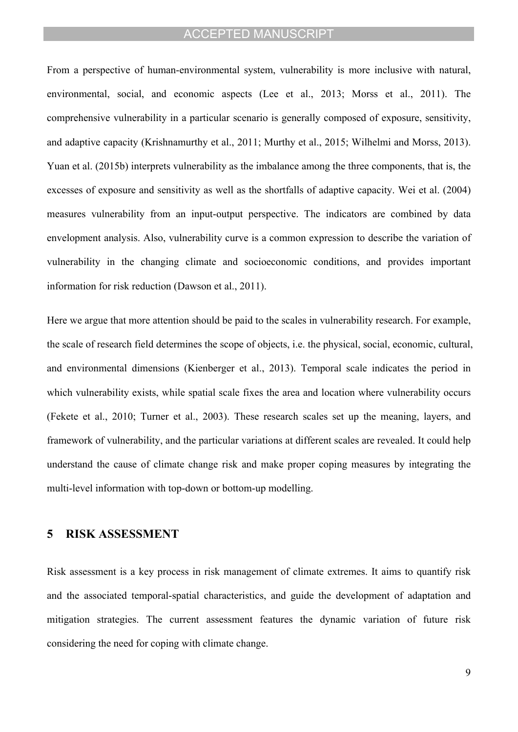From a perspective of human-environmental system, vulnerability is more inclusive with natural, environmental, social, and economic aspects (Lee et al., 2013; Morss et al., 2011). The comprehensive vulnerability in a particular scenario is generally composed of exposure, sensitivity, and adaptive capacity (Krishnamurthy et al., 2011; Murthy et al., 2015; Wilhelmi and Morss, 2013). Yuan et al. (2015b) interprets vulnerability as the imbalance among the three components, that is, the excesses of exposure and sensitivity as well as the shortfalls of adaptive capacity. Wei et al. (2004) measures vulnerability from an input-output perspective. The indicators are combined by data envelopment analysis. Also, vulnerability curve is a common expression to describe the variation of vulnerability in the changing climate and socioeconomic conditions, and provides important information for risk reduction (Dawson et al., 2011).

Here we argue that more attention should be paid to the scales in vulnerability research. For example, the scale of research field determines the scope of objects, i.e. the physical, social, economic, cultural, and environmental dimensions (Kienberger et al., 2013). Temporal scale indicates the period in which vulnerability exists, while spatial scale fixes the area and location where vulnerability occurs (Fekete et al., 2010; Turner et al., 2003). These research scales set up the meaning, layers, and framework of vulnerability, and the particular variations at different scales are revealed. It could help understand the cause of climate change risk and make proper coping measures by integrating the multi-level information with top-down or bottom-up modelling.

## 5 RISK ASSESSMENT

Risk assessment is a key process in risk management of climate extremes. It aims to quantify risk and the associated temporal-spatial characteristics, and guide the development of adaptation and mitigation strategies. The current assessment features the dynamic variation of future risk considering the need for coping with climate change.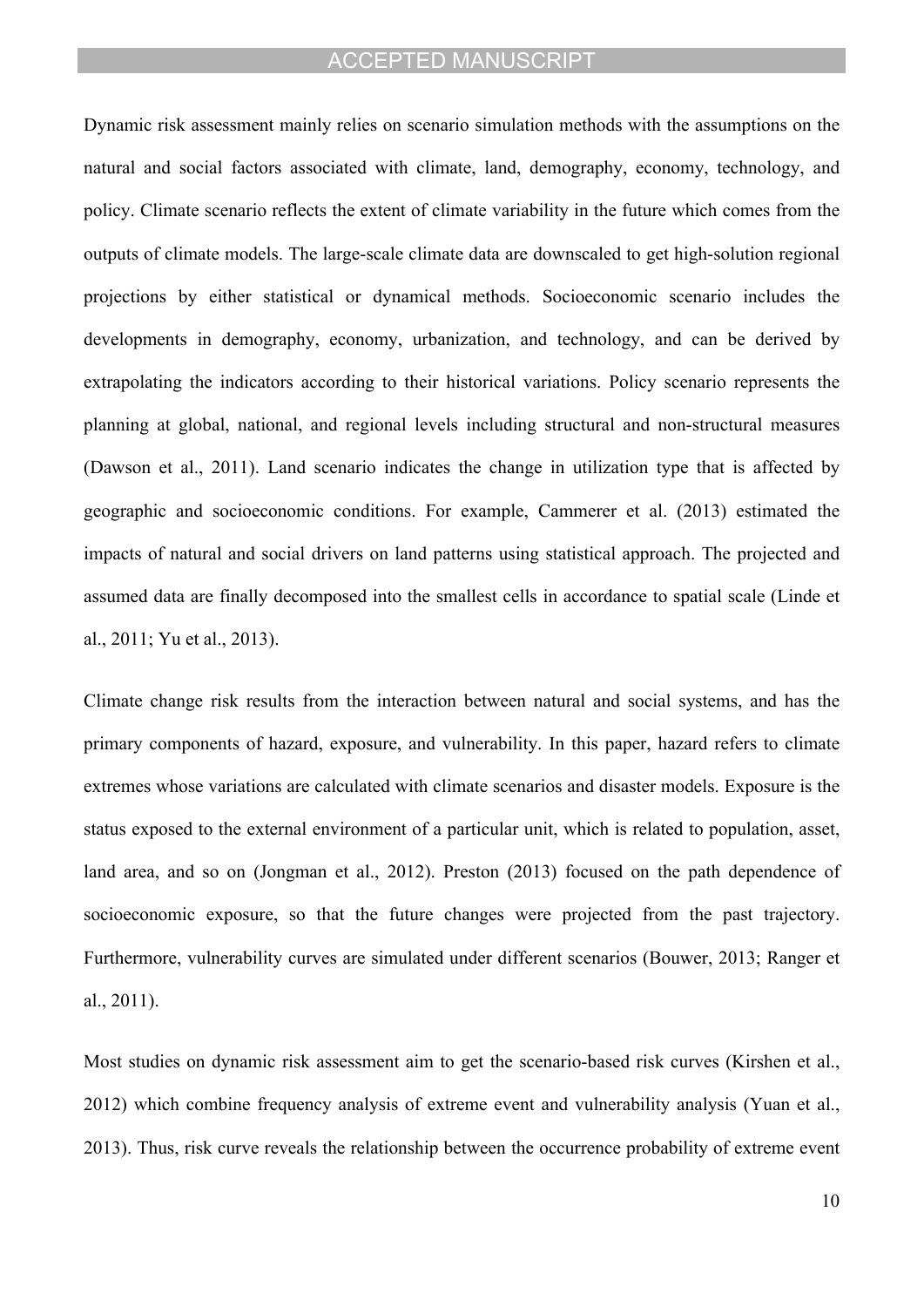Dynamic risk assessment mainly relies on scenario simulation methods with the assumptions on the natural and social factors associated with climate, land, demography, economy, technology, and policy. Climate scenario reflects the extent of climate variability in the future which comes from the outputs of climate models. The large-scale climate data are downscaled to get high-solution regional projections by either statistical or dynamical methods. Socioeconomic scenario includes the developments in demography, economy, urbanization, and technology, and can be derived by extrapolating the indicators according to their historical variations. Policy scenario represents the planning at global, national, and regional levels including structural and non-structural measures (Dawson et al., 2011). Land scenario indicates the change in utilization type that is affected by geographic and socioeconomic conditions. For example, Cammerer et al. (2013) estimated the impacts of natural and social drivers on land patterns using statistical approach. The projected and assumed data are finally decomposed into the smallest cells in accordance to spatial scale (Linde et al., 2011; Yu et al., 2013).

Climate change risk results from the interaction between natural and social systems, and has the primary components of hazard, exposure, and vulnerability. In this paper, hazard refers to climate extremes whose variations are calculated with climate scenarios and disaster models. Exposure is the status exposed to the external environment of a particular unit, which is related to population, asset, land area, and so on (Jongman et al., 2012). Preston (2013) focused on the path dependence of socioeconomic exposure, so that the future changes were projected from the past trajectory. Furthermore, vulnerability curves are simulated under different scenarios (Bouwer, 2013; Ranger et al., 2011).

Most studies on dynamic risk assessment aim to get the scenario-based risk curves (Kirshen et al., 2012) which combine frequency analysis of extreme event and vulnerability analysis (Yuan et al., 2013). Thus, risk curve reveals the relationship between the occurrence probability of extreme event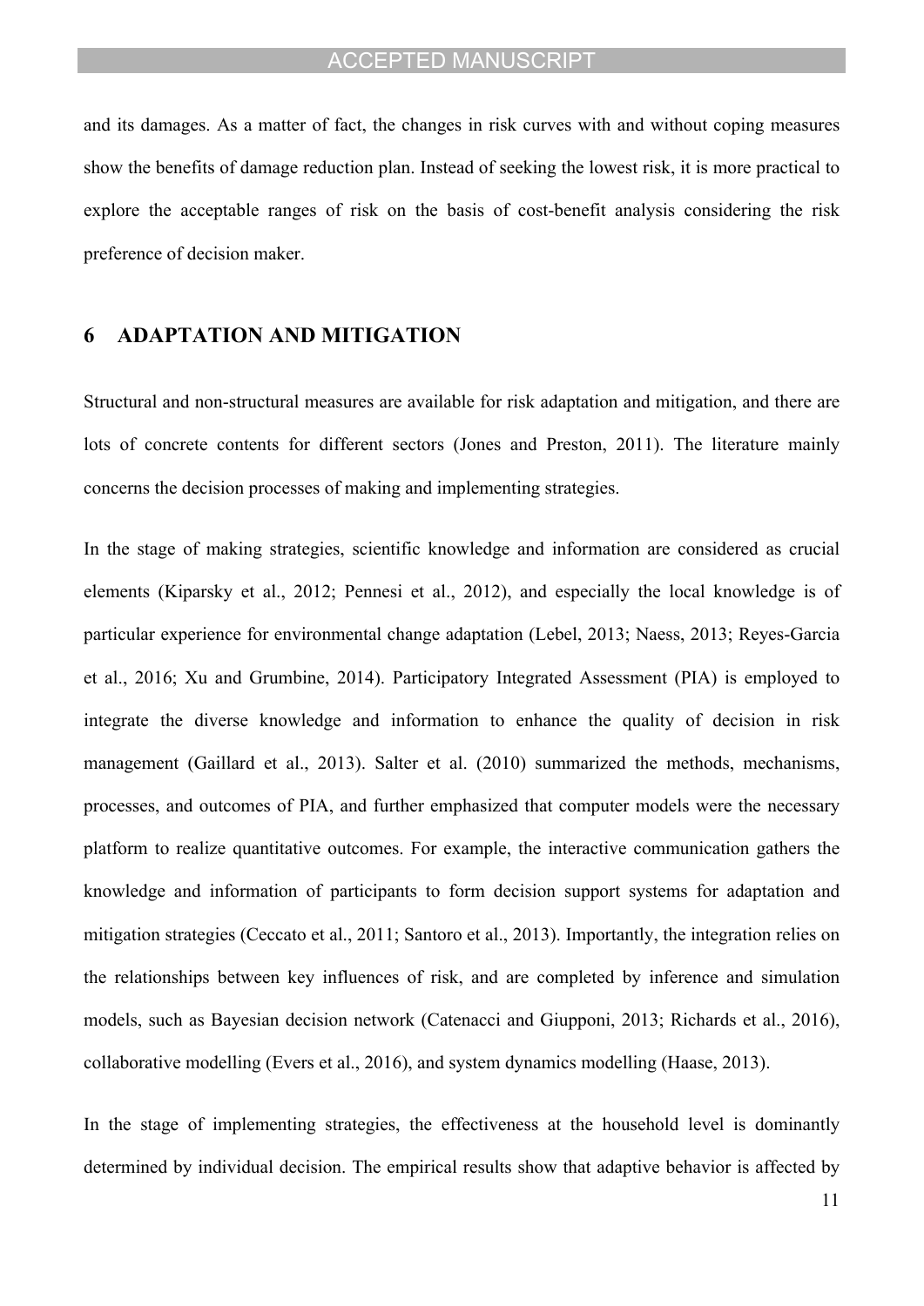and its damages. As a matter of fact, the changes in risk curves with and without coping measures show the benefits of damage reduction plan. Instead of seeking the lowest risk, it is more practical to explore the acceptable ranges of risk on the basis of cost-benefit analysis considering the risk preference of decision maker.

## 6 ADAPTATION AND MITIGATION

Structural and non-structural measures are available for risk adaptation and mitigation, and there are lots of concrete contents for different sectors (Jones and Preston, 2011). The literature mainly concerns the decision processes of making and implementing strategies.

In the stage of making strategies, scientific knowledge and information are considered as crucial elements (Kiparsky et al., 2012; Pennesi et al., 2012), and especially the local knowledge is of particular experience for environmental change adaptation (Lebel, 2013; Naess, 2013; Reyes-Garcia et al., 2016; Xu and Grumbine, 2014). Participatory Integrated Assessment (PIA) is employed to integrate the diverse knowledge and information to enhance the quality of decision in risk management (Gaillard et al., 2013). Salter et al. (2010) summarized the methods, mechanisms, processes, and outcomes of PIA, and further emphasized that computer models were the necessary platform to realize quantitative outcomes. For example, the interactive communication gathers the knowledge and information of participants to form decision support systems for adaptation and mitigation strategies (Ceccato et al., 2011; Santoro et al., 2013). Importantly, the integration relies on the relationships between key influences of risk, and are completed by inference and simulation models, such as Bayesian decision network (Catenacci and Giupponi, 2013; Richards et al., 2016), collaborative modelling (Evers et al., 2016), and system dynamics modelling (Haase, 2013).

In the stage of implementing strategies, the effectiveness at the household level is dominantly determined by individual decision. The empirical results show that adaptive behavior is affected by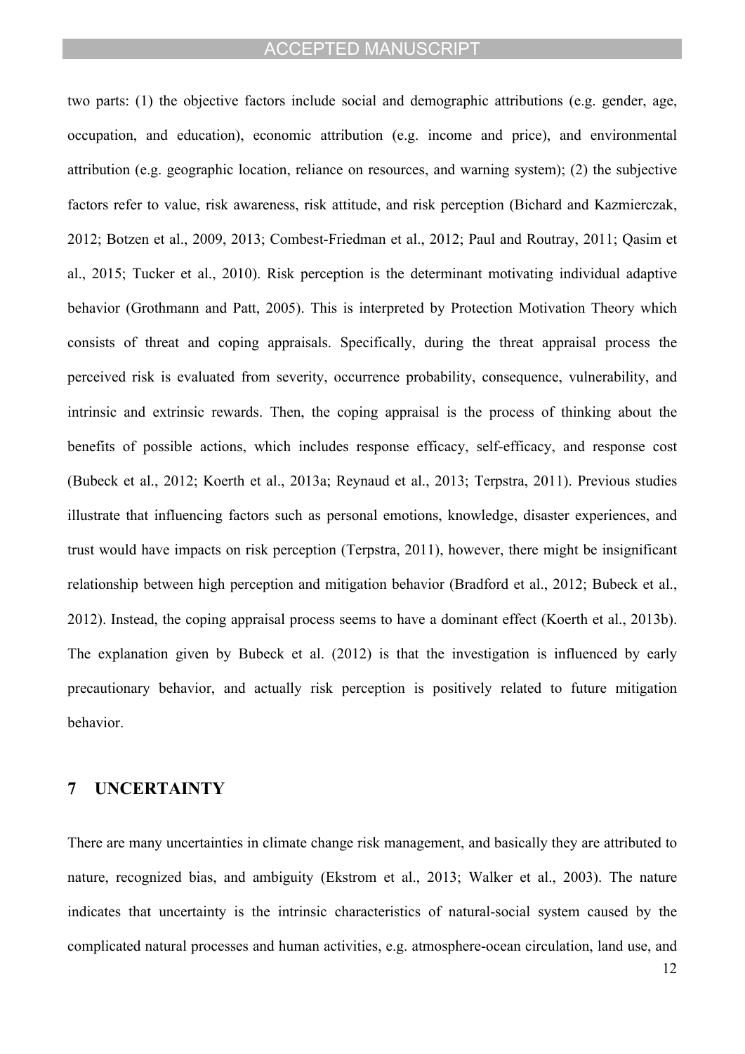two parts: (1) the objective factors include social and demographic attributions (e.g. gender, age, occupation, and education), economic attribution (e.g. income and price), and environmental attribution (e.g. geographic location, reliance on resources, and warning system); (2) the subjective factors refer to value, risk awareness, risk attitude, and risk perception (Bichard and Kazmierczak, 2012; Botzen et al., 2009, 2013; Combest-Friedman et al., 2012; Paul and Routray, 2011; Qasim et al., 2015; Tucker et al., 2010). Risk perception is the determinant motivating individual adaptive behavior (Grothmann and Patt, 2005). This is interpreted by Protection Motivation Theory which consists of threat and coping appraisals. Specifically, during the threat appraisal process the perceived risk is evaluated from severity, occurrence probability, consequence, vulnerability, and intrinsic and extrinsic rewards. Then, the coping appraisal is the process of thinking about the benefits of possible actions, which includes response efficacy, self-efficacy, and response cost (Bubeck et al., 2012; Koerth et al., 2013a; Reynaud et al., 2013; Terpstra, 2011). Previous studies illustrate that influencing factors such as personal emotions, knowledge, disaster experiences, and trust would have impacts on risk perception (Terpstra, 2011), however, there might be insignificant relationship between high perception and mitigation behavior (Bradford et al., 2012; Bubeck et al., 2012). Instead, the coping appraisal process seems to have a dominant effect (Koerth et al., 2013b). The explanation given by Bubeck et al. (2012) is that the investigation is influenced by early precautionary behavior, and actually risk perception is positively related to future mitigation behavior.

## 7 UNCERTAINTY

There are many uncertainties in climate change risk management, and basically they are attributed to nature, recognized bias, and ambiguity (Ekstrom et al., 2013; Walker et al., 2003). The nature indicates that uncertainty is the intrinsic characteristics of natural-social system caused by the complicated natural processes and human activities, e.g. atmosphere-ocean circulation, land use, and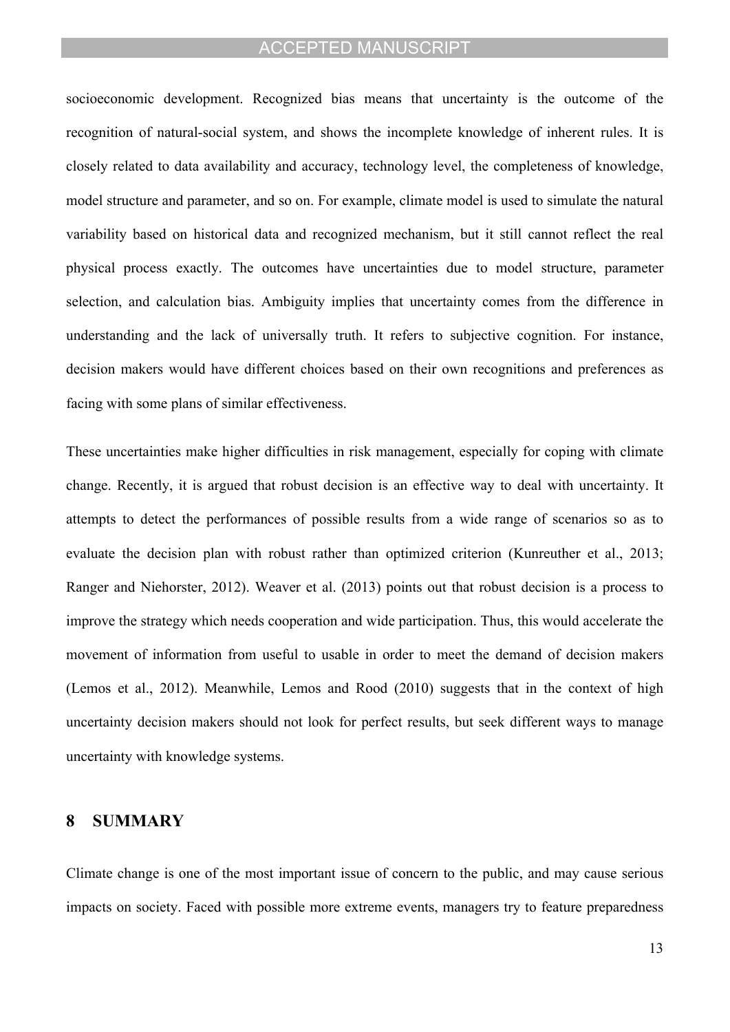socioeconomic development. Recognized bias means that uncertainty is the outcome of the recognition of natural-social system, and shows the incomplete knowledge of inherent rules. It is closely related to data availability and accuracy, technology level, the completeness of knowledge, model structure and parameter, and so on. For example, climate model is used to simulate the natural variability based on historical data and recognized mechanism, but it still cannot reflect the real physical process exactly. The outcomes have uncertainties due to model structure, parameter selection, and calculation bias. Ambiguity implies that uncertainty comes from the difference in understanding and the lack of universally truth. It refers to subjective cognition. For instance, decision makers would have different choices based on their own recognitions and preferences as facing with some plans of similar effectiveness.

These uncertainties make higher difficulties in risk management, especially for coping with climate change. Recently, it is argued that robust decision is an effective way to deal with uncertainty. It attempts to detect the performances of possible results from a wide range of scenarios so as to evaluate the decision plan with robust rather than optimized criterion (Kunreuther et al., 2013; Ranger and Niehorster, 2012). Weaver et al. (2013) points out that robust decision is a process to improve the strategy which needs cooperation and wide participation. Thus, this would accelerate the movement of information from useful to usable in order to meet the demand of decision makers (Lemos et al., 2012). Meanwhile, Lemos and Rood (2010) suggests that in the context of high uncertainty decision makers should not look for perfect results, but seek different ways to manage uncertainty with knowledge systems.

## 8 SUMMARY

Climate change is one of the most important issue of concern to the public, and may cause serious impacts on society. Faced with possible more extreme events, managers try to feature preparedness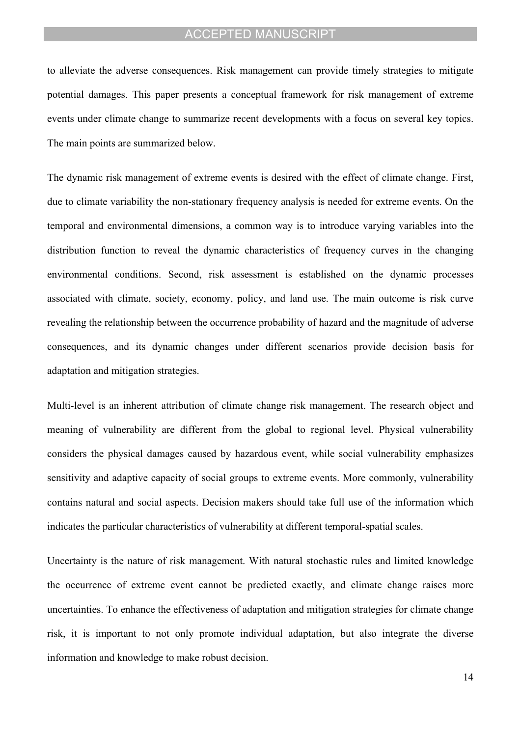to alleviate the adverse consequences. Risk management can provide timely strategies to mitigate potential damages. This paper presents a conceptual framework for risk management of extreme events under climate change to summarize recent developments with a focus on several key topics. The main points are summarized below.

The dynamic risk management of extreme events is desired with the effect of climate change. First, due to climate variability the non-stationary frequency analysis is needed for extreme events. On the temporal and environmental dimensions, a common way is to introduce varying variables into the distribution function to reveal the dynamic characteristics of frequency curves in the changing environmental conditions. Second, risk assessment is established on the dynamic processes associated with climate, society, economy, policy, and land use. The main outcome is risk curve revealing the relationship between the occurrence probability of hazard and the magnitude of adverse consequences, and its dynamic changes under different scenarios provide decision basis for adaptation and mitigation strategies.

Multi-level is an inherent attribution of climate change risk management. The research object and meaning of vulnerability are different from the global to regional level. Physical vulnerability considers the physical damages caused by hazardous event, while social vulnerability emphasizes sensitivity and adaptive capacity of social groups to extreme events. More commonly, vulnerability contains natural and social aspects. Decision makers should take full use of the information which indicates the particular characteristics of vulnerability at different temporal-spatial scales.

Uncertainty is the nature of risk management. With natural stochastic rules and limited knowledge the occurrence of extreme event cannot be predicted exactly, and climate change raises more uncertainties. To enhance the effectiveness of adaptation and mitigation strategies for climate change risk, it is important to not only promote individual adaptation, but also integrate the diverse information and knowledge to make robust decision.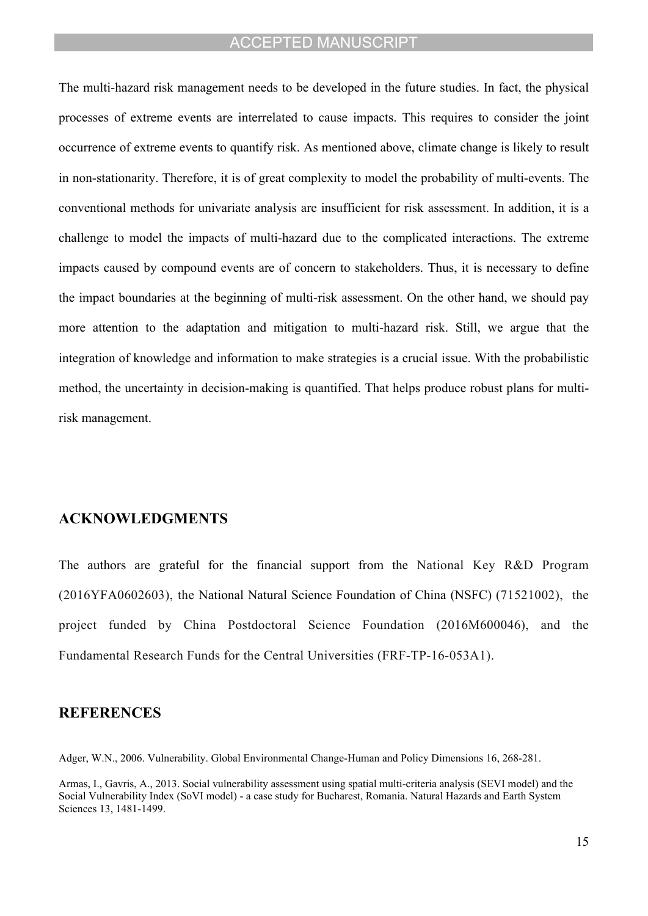The multi-hazard risk management needs to be developed in the future studies. In fact, the physical processes of extreme events are interrelated to cause impacts. This requires to consider the joint occurrence of extreme events to quantify risk. As mentioned above, climate change is likely to result in non-stationarity. Therefore, it is of great complexity to model the probability of multi-events. The conventional methods for univariate analysis are insufficient for risk assessment. In addition, it is a challenge to model the impacts of multi-hazard due to the complicated interactions. The extreme impacts caused by compound events are of concern to stakeholders. Thus, it is necessary to define the impact boundaries at the beginning of multi-risk assessment. On the other hand, we should pay more attention to the adaptation and mitigation to multi-hazard risk. Still, we argue that the integration of knowledge and information to make strategies is a crucial issue. With the probabilistic method, the uncertainty in decision-making is quantified. That helps produce robust plans for multi-risk management.

## ACKNOWLEDGMENTS

The authors are grateful for the financial support from the National Key R&D Program (2016YFA0602603), the National Natural Science Foundation of China (NSFC) (71521002), the project funded by China Postdoctoral Science Foundation (2016M600046), and the Fundamental Research Funds for the Central Universities (FRF-TP-16-053A1).

## REFERENCES

Adger, W.N., 2006. Vulnerability. Global Environmental Change-Human and Policy Dimensions 16, 268-281.

Armas, I., Gavris, A., 2013. Social vulnerability assessment using spatial multi-criteria analysis (SEVI model) and the Social Vulnerability Index (SoVI model) - a case study for Bucharest, Romania. Natural Hazards and Earth System Sciences 13, 1481-1499.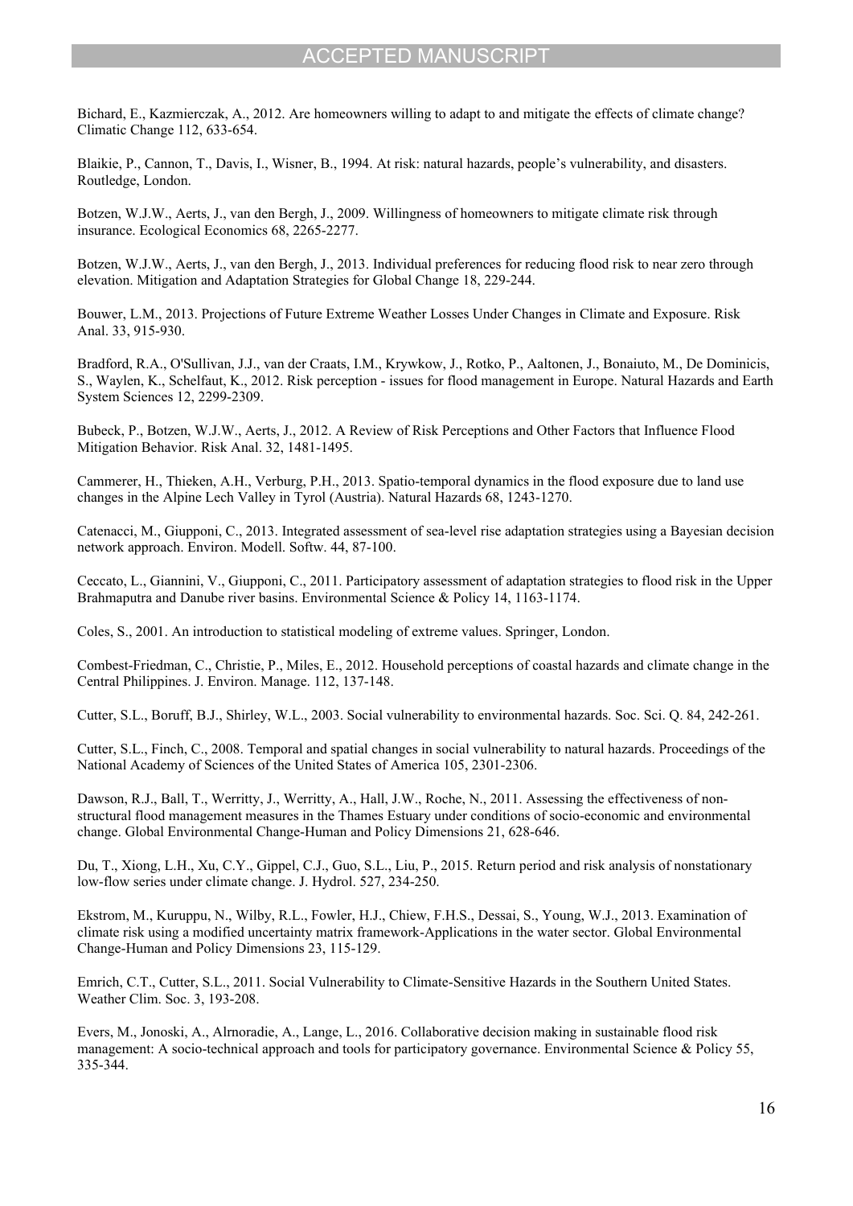Bichard, E., Kazmierczak, A., 2012. Are homeowners willing to adapt to and mitigate the effects of climate change? Climatic Change 112, 633-654.

Blaikie, P., Cannon, T., Davis, I., Wisner, B., 1994. At risk: natural hazards, people's vulnerability, and disasters. Routledge, London.

Botzen, W.J.W., Aerts, J., van den Bergh, J., 2009. Willingness of homeowners to mitigate climate risk through insurance. Ecological Economics 68, 2265-2277.

Botzen, W.J.W., Aerts, J., van den Bergh, J., 2013. Individual preferences for reducing flood risk to near zero through elevation. Mitigation and Adaptation Strategies for Global Change 18, 229-244.

Bouwer, L.M., 2013. Projections of Future Extreme Weather Losses Under Changes in Climate and Exposure. Risk Anal. 33, 915-930.

Bradford, R.A., O'Sullivan, J.J., van der Craats, I.M., Krywkow, J., Rotko, P., Aaltonen, J., Bonaiuto, M., De Dominicis, S., Waylen, K., Schelfaut, K., 2012. Risk perception - issues for flood management in Europe. Natural Hazards and Earth System Sciences 12, 2299-2309.

Bubeck, P., Botzen, W.J.W., Aerts, J., 2012. A Review of Risk Perceptions and Other Factors that Influence Flood Mitigation Behavior. Risk Anal. 32, 1481-1495.

Cammerer, H., Thieken, A.H., Verburg, P.H., 2013. Spatio-temporal dynamics in the flood exposure due to land use changes in the Alpine Lech Valley in Tyrol (Austria). Natural Hazards 68, 1243-1270.

Catenacci, M., Giupponi, C., 2013. Integrated assessment of sea-level rise adaptation strategies using a Bayesian decision network approach. Environ. Modell. Softw. 44, 87-100.

Ceccato, L., Giannini, V., Giupponi, C., 2011. Participatory assessment of adaptation strategies to flood risk in the Upper Brahmaputra and Danube river basins. Environmental Science & Policy 14, 1163-1174.

Coles, S., 2001. An introduction to statistical modeling of extreme values. Springer, London.

Combest-Friedman, C., Christie, P., Miles, E., 2012. Household perceptions of coastal hazards and climate change in the Central Philippines. J. Environ. Manage. 112, 137-148.

Cutter, S.L., Boruff, B.J., Shirley, W.L., 2003. Social vulnerability to environmental hazards. Soc. Sci. Q. 84, 242-261.

Cutter, S.L., Finch, C., 2008. Temporal and spatial changes in social vulnerability to natural hazards. Proceedings of the National Academy of Sciences of the United States of America 105, 2301-2306.

Dawson, R.J., Ball, T., Werritty, J., Werritty, A., Hall, J.W., Roche, N., 2011. Assessing the effectiveness of non-structural flood management measures in the Thames Estuary under conditions of socio-economic and environmental change. Global Environmental Change-Human and Policy Dimensions 21, 628-646.

Du, T., Xiong, L.H., Xu, C.Y., Gippel, C.J., Guo, S.L., Liu, P., 2015. Return period and risk analysis of nonstationary low-flow series under climate change. J. Hydrol. 527, 234-250.

Ekstrom, M., Kuruppu, N., Wilby, R.L., Fowler, H.J., Chiew, F.H.S., Dessai, S., Young, W.J., 2013. Examination of climate risk using a modified uncertainty matrix framework-Applications in the water sector. Global Environmental Change-Human and Policy Dimensions 23, 115-129.

Emrich, C.T., Cutter, S.L., 2011. Social Vulnerability to Climate-Sensitive Hazards in the Southern United States. Weather Clim. Soc. 3, 193-208.

Evers, M., Jonoski, A., Alrnoradie, A., Lange, L., 2016. Collaborative decision making in sustainable flood risk management: A socio-technical approach and tools for participatory governance. Environmental Science & Policy 55, 335-344.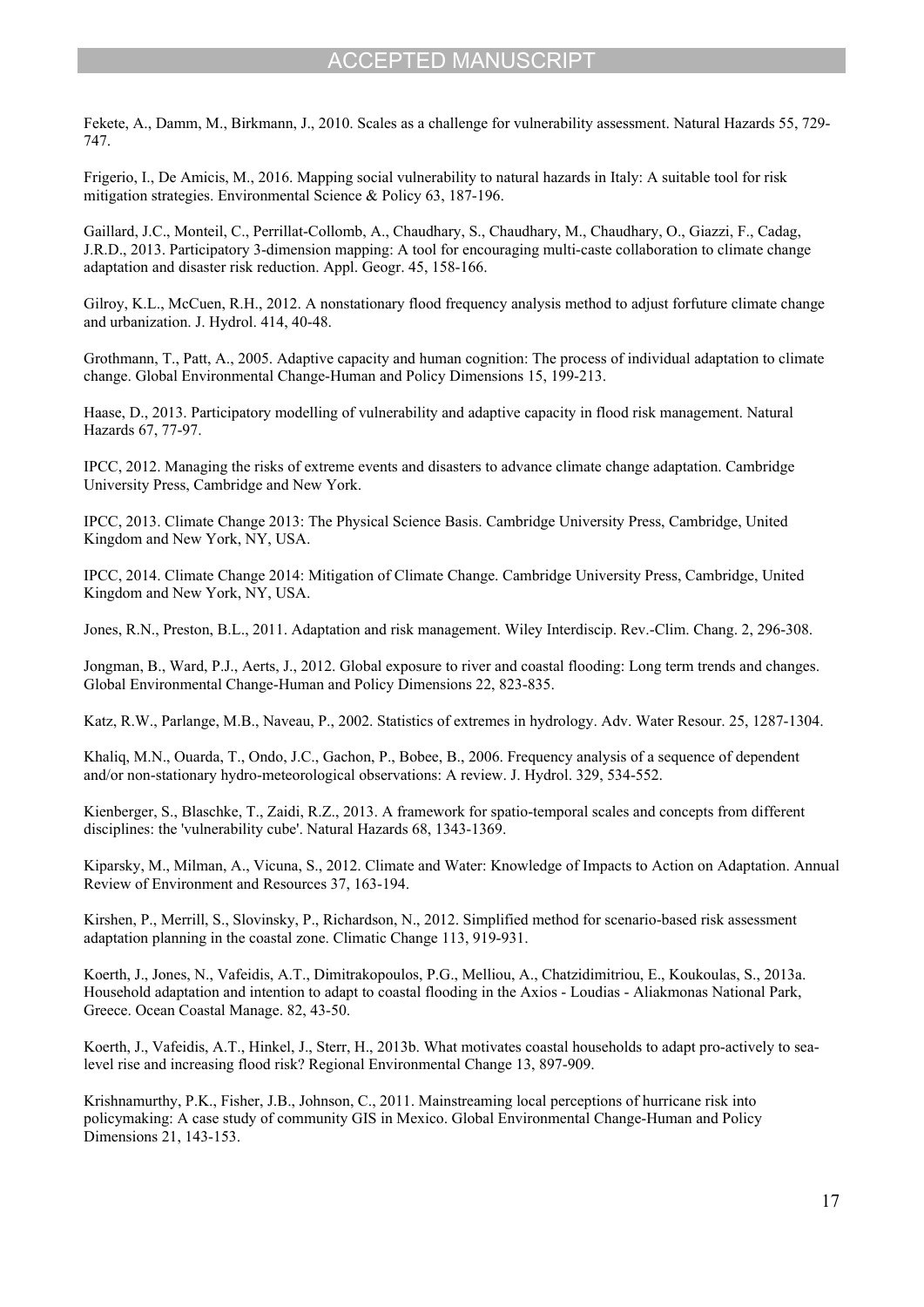Fekete, A., Damm, M., Birkmann, J., 2010. Scales as a challenge for vulnerability assessment. Natural Hazards 55, 729-747.

Frigerio, I., De Amicis, M., 2016. Mapping social vulnerability to natural hazards in Italy: A suitable tool for risk mitigation strategies. Environmental Science & Policy 63, 187-196.

Gaillard, J.C., Monteil, C., Perrillat-Collomb, A., Chaudhary, S., Chaudhary, M., Chaudhary, O., Giazzi, F., Cadag, J.R.D., 2013. Participatory 3-dimension mapping: A tool for encouraging multi-caste collaboration to climate change adaptation and disaster risk reduction. Appl. Geogr. 45, 158-166.

Gilroy, K.L., McCuen, R.H., 2012. A nonstationary flood frequency analysis method to adjust forfuture climate change and urbanization. J. Hydrol. 414, 40-48.

Grothmann, T., Patt, A., 2005. Adaptive capacity and human cognition: The process of individual adaptation to climate change. Global Environmental Change-Human and Policy Dimensions 15, 199-213.

Haase, D., 2013. Participatory modelling of vulnerability and adaptive capacity in flood risk management. Natural Hazards 67, 77-97.

IPCC, 2012. Managing the risks of extreme events and disasters to advance climate change adaptation. Cambridge University Press, Cambridge and New York.

IPCC, 2013. Climate Change 2013: The Physical Science Basis. Cambridge University Press, Cambridge, United Kingdom and New York, NY, USA.

IPCC, 2014. Climate Change 2014: Mitigation of Climate Change. Cambridge University Press, Cambridge, United Kingdom and New York, NY, USA.

Jones, R.N., Preston, B.L., 2011. Adaptation and risk management. Wiley Interdiscip. Rev.-Clim. Chang. 2, 296-308.

Jongman, B., Ward, P.J., Aerts, J., 2012. Global exposure to river and coastal flooding: Long term trends and changes. Global Environmental Change-Human and Policy Dimensions 22, 823-835.

Katz, R.W., Parlange, M.B., Naveau, P., 2002. Statistics of extremes in hydrology. Adv. Water Resour. 25, 1287-1304.

Khaliq, M.N., Ouarda, T., Ondo, J.C., Gachon, P., Bobee, B., 2006. Frequency analysis of a sequence of dependent and/or non-stationary hydro-meteorological observations: A review. J. Hydrol. 329, 534-552.

Kienberger, S., Blaschke, T., Zaidi, R.Z., 2013. A framework for spatio-temporal scales and concepts from different disciplines: the 'vulnerability cube'. Natural Hazards 68, 1343-1369.

Kiparsky, M., Milman, A., Vicuna, S., 2012. Climate and Water: Knowledge of Impacts to Action on Adaptation. Annual Review of Environment and Resources 37, 163-194.

Kirshen, P., Merrill, S., Slovinsky, P., Richardson, N., 2012. Simplified method for scenario-based risk assessment adaptation planning in the coastal zone. Climatic Change 113, 919-931.

Koerth, J., Jones, N., Vafeidis, A.T., Dimitrakopoulos, P.G., Melliou, A., Chatzidimitriou, E., Koukoulas, S., 2013a. Household adaptation and intention to adapt to coastal flooding in the Axios - Loudias - Aliakmonas National Park, Greece. Ocean Coastal Manage. 82, 43-50.

Koerth, J., Vafeidis, A.T., Hinkel, J., Sterr, H., 2013b. What motivates coastal households to adapt pro-actively to sea-level rise and increasing flood risk? Regional Environmental Change 13, 897-909.

Krishnamurthy, P.K., Fisher, J.B., Johnson, C., 2011. Mainstreaming local perceptions of hurricane risk into policymaking: A case study of community GIS in Mexico. Global Environmental Change-Human and Policy Dimensions 21, 143-153.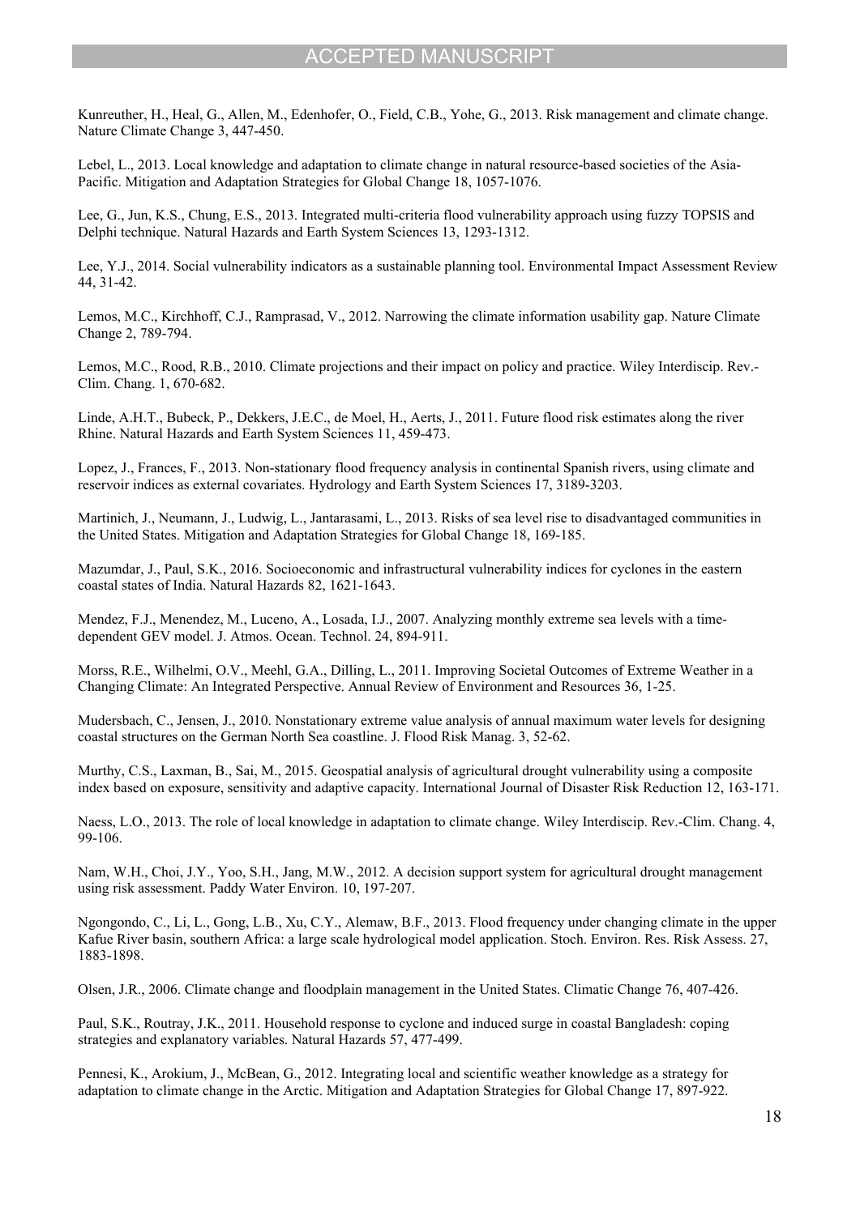Kunreuther, H., Heal, G., Allen, M., Edenhofer, O., Field, C.B., Yohe, G., 2013. Risk management and climate change. Nature Climate Change 3, 447-450.

Lebel, L., 2013. Local knowledge and adaptation to climate change in natural resource-based societies of the Asia-Pacific. Mitigation and Adaptation Strategies for Global Change 18, 1057-1076.

Lee, G., Jun, K.S., Chung, E.S., 2013. Integrated multi-criteria flood vulnerability approach using fuzzy TOPSIS and Delphi technique. Natural Hazards and Earth System Sciences 13, 1293-1312.

Lee, Y.J., 2014. Social vulnerability indicators as a sustainable planning tool. Environmental Impact Assessment Review 44, 31-42.

Lemos, M.C., Kirchhoff, C.J., Ramprasad, V., 2012. Narrowing the climate information usability gap. Nature Climate Change 2, 789-794.

Lemos, M.C., Rood, R.B., 2010. Climate projections and their impact on policy and practice. Wiley Interdiscip. Rev.-Clim. Chang. 1, 670-682.

Linde, A.H.T., Bubeck, P., Dekkers, J.E.C., de Moel, H., Aerts, J., 2011. Future flood risk estimates along the river Rhine. Natural Hazards and Earth System Sciences 11, 459-473.

Lopez, J., Frances, F., 2013. Non-stationary flood frequency analysis in continental Spanish rivers, using climate and reservoir indices as external covariates. Hydrology and Earth System Sciences 17, 3189-3203.

Martinich, J., Neumann, J., Ludwig, L., Jantarasami, L., 2013. Risks of sea level rise to disadvantaged communities in the United States. Mitigation and Adaptation Strategies for Global Change 18, 169-185.

Mazumdar, J., Paul, S.K., 2016. Socioeconomic and infrastructural vulnerability indices for cyclones in the eastern coastal states of India. Natural Hazards 82, 1621-1643.

Mendez, F.J., Menendez, M., Luceno, A., Losada, I.J., 2007. Analyzing monthly extreme sea levels with a time-dependent GEV model. J. Atmos. Ocean. Technol. 24, 894-911.

Morss, R.E., Wilhelmi, O.V., Meehl, G.A., Dilling, L., 2011. Improving Societal Outcomes of Extreme Weather in a Changing Climate: An Integrated Perspective. Annual Review of Environment and Resources 36, 1-25.

Mudersbach, C., Jensen, J., 2010. Nonstationary extreme value analysis of annual maximum water levels for designing coastal structures on the German North Sea coastline. J. Flood Risk Manag. 3, 52-62.

Murthy, C.S., Laxman, B., Sai, M., 2015. Geospatial analysis of agricultural drought vulnerability using a composite index based on exposure, sensitivity and adaptive capacity. International Journal of Disaster Risk Reduction 12, 163-171.

Naess, L.O., 2013. The role of local knowledge in adaptation to climate change. Wiley Interdiscip. Rev.-Clim. Chang. 4, 99-106.

Nam, W.H., Choi, J.Y., Yoo, S.H., Jang, M.W., 2012. A decision support system for agricultural drought management using risk assessment. Paddy Water Environ. 10, 197-207.

Ngongondo, C., Li, L., Gong, L.B., Xu, C.Y., Alemaw, B.F., 2013. Flood frequency under changing climate in the upper Kafue River basin, southern Africa: a large scale hydrological model application. Stoch. Environ. Res. Risk Assess. 27, 1883-1898.

Olsen, J.R., 2006. Climate change and floodplain management in the United States. Climatic Change 76, 407-426.

Paul, S.K., Routray, J.K., 2011. Household response to cyclone and induced surge in coastal Bangladesh: coping strategies and explanatory variables. Natural Hazards 57, 477-499.

Pennesi, K., Arokium, J., McBean, G., 2012. Integrating local and scientific weather knowledge as a strategy for adaptation to climate change in the Arctic. Mitigation and Adaptation Strategies for Global Change 17, 897-922.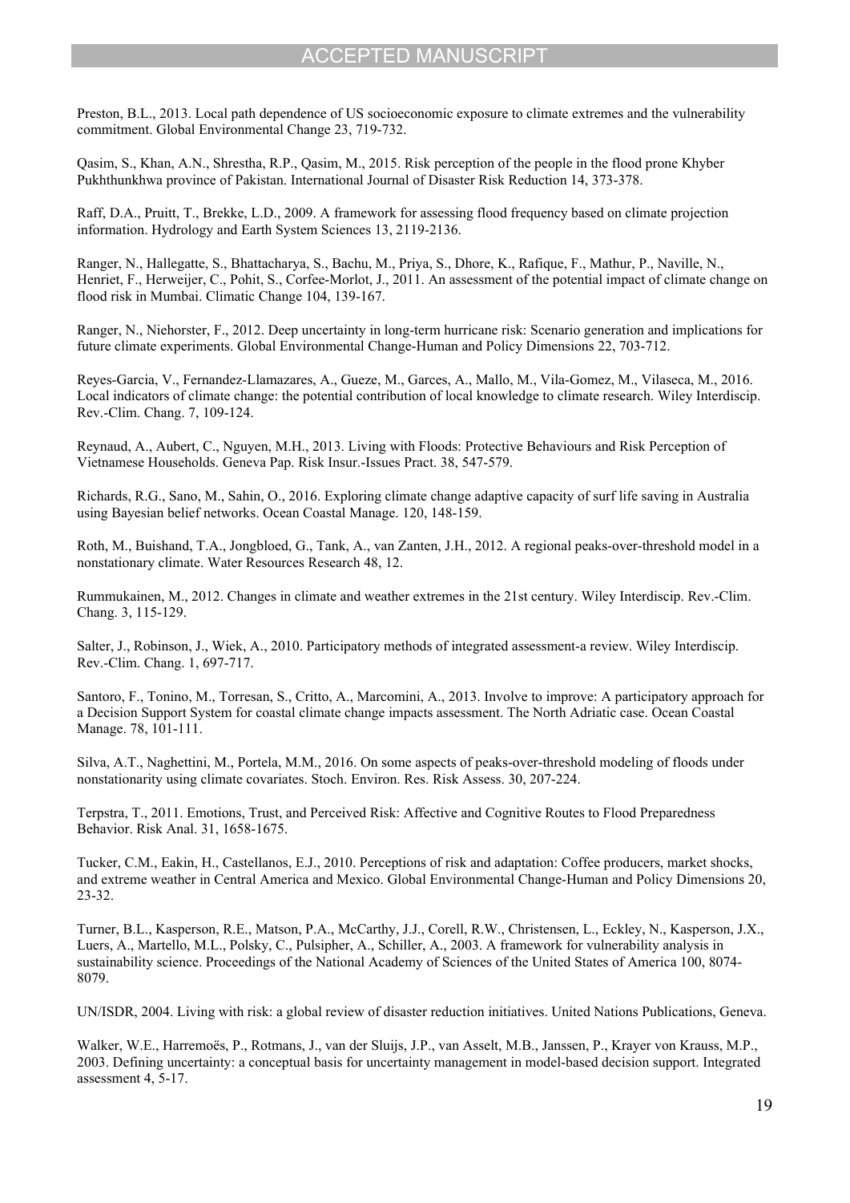Preston, B.L., 2013. Local path dependence of US socioeconomic exposure to climate extremes and the vulnerability commitment. Global Environmental Change 23, 719-732.

Qasim, S., Khan, A.N., Shrestha, R.P., Qasim, M., 2015. Risk perception of the people in the flood prone Khyber Pukhthunkhwa province of Pakistan. International Journal of Disaster Risk Reduction 14, 373-378.

Raff, D.A., Pruitt, T., Brekke, L.D., 2009. A framework for assessing flood frequency based on climate projection information. Hydrology and Earth System Sciences 13, 2119-2136.

Ranger, N., Hallegatte, S., Bhattacharya, S., Bachu, M., Priya, S., Dhore, K., Rafique, F., Mathur, P., Naville, N., Henriet, F., Herweijer, C., Pohit, S., Corfee-Morlot, J., 2011. An assessment of the potential impact of climate change on flood risk in Mumbai. Climatic Change 104, 139-167.

Ranger, N., Niehorster, F., 2012. Deep uncertainty in long-term hurricane risk: Scenario generation and implications for future climate experiments. Global Environmental Change-Human and Policy Dimensions 22, 703-712.

Reyes-Garcia, V., Fernandez-Llamazares, A., Gueze, M., Garces, A., Mallo, M., Vila-Gomez, M., Vilaseca, M., 2016. Local indicators of climate change: the potential contribution of local knowledge to climate research. Wiley Interdiscip. Rev.-Clim. Chang. 7, 109-124.

Reynaud, A., Aubert, C., Nguyen, M.H., 2013. Living with Floods: Protective Behaviours and Risk Perception of Vietnamese Households. Geneva Pap. Risk Insur.-Issues Pract. 38, 547-579.

Richards, R.G., Sano, M., Sahin, O., 2016. Exploring climate change adaptive capacity of surf life saving in Australia using Bayesian belief networks. Ocean Coastal Manage. 120, 148-159.

Roth, M., Buishand, T.A., Jongbloed, G., Tank, A., van Zanten, J.H., 2012. A regional peaks-over-threshold model in a nonstationary climate. Water Resources Research 48, 12.

Rummukainen, M., 2012. Changes in climate and weather extremes in the 21st century. Wiley Interdiscip. Rev.-Clim. Chang. 3, 115-129.

Salter, J., Robinson, J., Wiek, A., 2010. Participatory methods of integrated assessment-a review. Wiley Interdiscip. Rev.-Clim. Chang. 1, 697-717.

Santoro, F., Tonino, M., Torresan, S., Critto, A., Marcomini, A., 2013. Involve to improve: A participatory approach for a Decision Support System for coastal climate change impacts assessment. The North Adriatic case. Ocean Coastal Manage. 78, 101-111.

Silva, A.T., Naghettini, M., Portela, M.M., 2016. On some aspects of peaks-over-threshold modeling of floods under nonstationarity using climate covariates. Stoch. Environ. Res. Risk Assess. 30, 207-224.

Terpstra, T., 2011. Emotions, Trust, and Perceived Risk: Affective and Cognitive Routes to Flood Preparedness Behavior. Risk Anal. 31, 1658-1675.

Tucker, C.M., Eakin, H., Castellanos, E.J., 2010. Perceptions of risk and adaptation: Coffee producers, market shocks, and extreme weather in Central America and Mexico. Global Environmental Change-Human and Policy Dimensions 20, 23-32.

Turner, B.L., Kasperson, R.E., Matson, P.A., McCarthy, J.J., Corell, R.W., Christensen, L., Eckley, N., Kasperson, J.X., Luers, A., Martello, M.L., Polsky, C., Pulsipher, A., Schiller, A., 2003. A framework for vulnerability analysis in sustainability science. Proceedings of the National Academy of Sciences of the United States of America 100, 8074-8079.

UN/ISDR, 2004. Living with risk: a global review of disaster reduction initiatives. United Nations Publications, Geneva.

Walker, W.E., Harremoës, P., Rotmans, J., van der Sluijs, J.P., van Asselt, M.B., Janssen, P., Krayer von Krauss, M.P., 2003. Defining uncertainty: a conceptual basis for uncertainty management in model-based decision support. Integrated assessment 4, 5-17.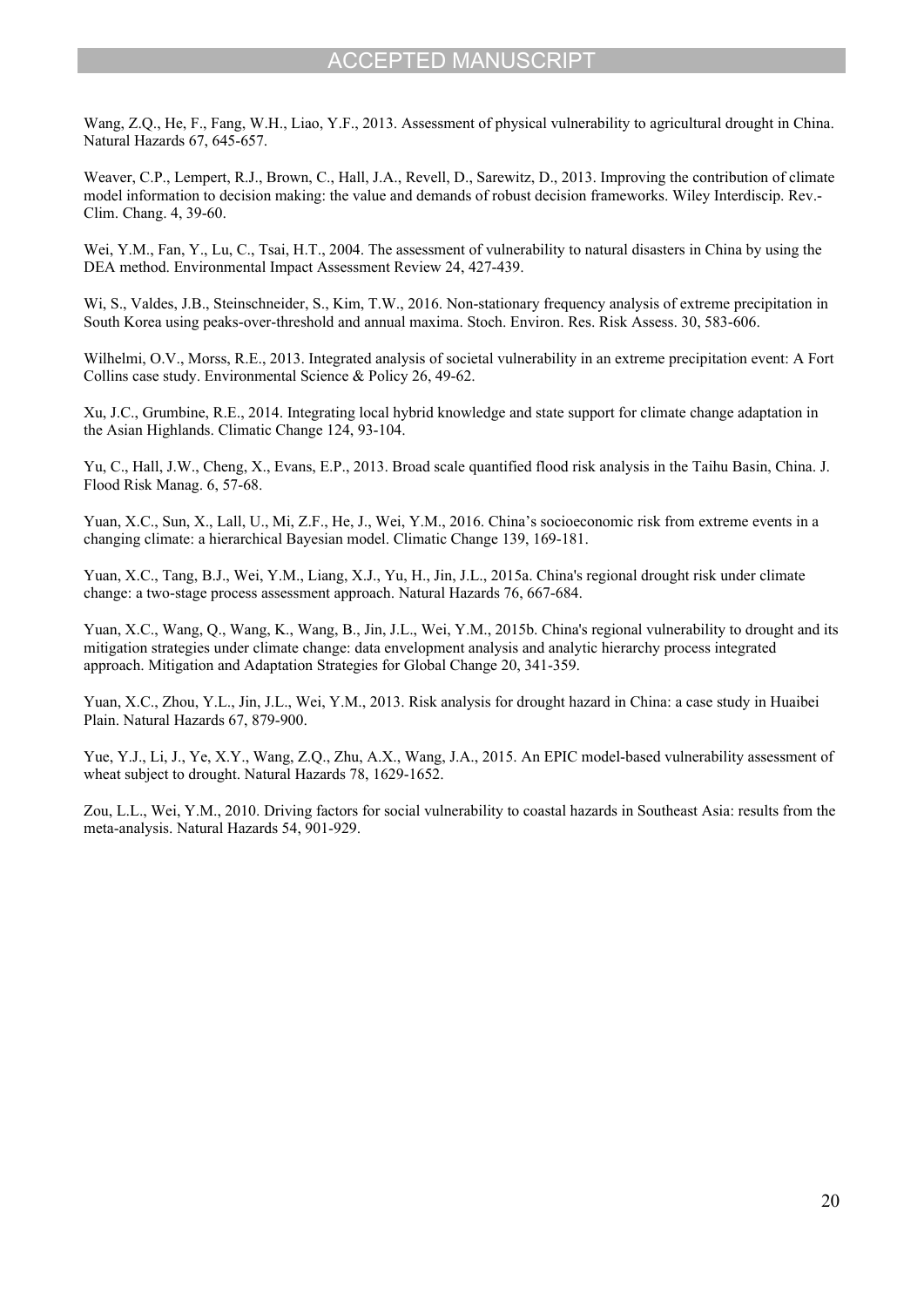Wang, Z.Q., He, F., Fang, W.H., Liao, Y.F., 2013. Assessment of physical vulnerability to agricultural drought in China. Natural Hazards 67, 645-657.

Weaver, C.P., Lempert, R.J., Brown, C., Hall, J.A., Revell, D., Sarewitz, D., 2013. Improving the contribution of climate model information to decision making: the value and demands of robust decision frameworks. Wiley Interdiscip. Rev.-Clim. Chang. 4, 39-60.

Wei, Y.M., Fan, Y., Lu, C., Tsai, H.T., 2004. The assessment of vulnerability to natural disasters in China by using the DEA method. Environmental Impact Assessment Review 24, 427-439.

Wi, S., Valdes, J.B., Steinschneider, S., Kim, T.W., 2016. Non-stationary frequency analysis of extreme precipitation in South Korea using peaks-over-threshold and annual maxima. Stoch. Environ. Res. Risk Assess. 30, 583-606.

Wilhelmi, O.V., Morss, R.E., 2013. Integrated analysis of societal vulnerability in an extreme precipitation event: A Fort Collins case study. Environmental Science & Policy 26, 49-62.

Xu, J.C., Grumbine, R.E., 2014. Integrating local hybrid knowledge and state support for climate change adaptation in the Asian Highlands. Climatic Change 124, 93-104.

Yu, C., Hall, J.W., Cheng, X., Evans, E.P., 2013. Broad scale quantified flood risk analysis in the Taihu Basin, China. J. Flood Risk Manag. 6, 57-68.

Yuan, X.C., Sun, X., Lall, U., Mi, Z.F., He, J., Wei, Y.M., 2016. China's socioeconomic risk from extreme events in a changing climate: a hierarchical Bayesian model. Climatic Change 139, 169-181.

Yuan, X.C., Tang, B.J., Wei, Y.M., Liang, X.J., Yu, H., Jin, J.L., 2015a. China's regional drought risk under climate change: a two-stage process assessment approach. Natural Hazards 76, 667-684.

Yuan, X.C., Wang, Q., Wang, K., Wang, B., Jin, J.L., Wei, Y.M., 2015b. China's regional vulnerability to drought and its mitigation strategies under climate change: data envelopment analysis and analytic hierarchy process integrated approach. Mitigation and Adaptation Strategies for Global Change 20, 341-359.

Yuan, X.C., Zhou, Y.L., Jin, J.L., Wei, Y.M., 2013. Risk analysis for drought hazard in China: a case study in Huaibei Plain. Natural Hazards 67, 879-900.

Yue, Y.J., Li, J., Ye, X.Y., Wang, Z.Q., Zhu, A.X., Wang, J.A., 2015. An EPIC model-based vulnerability assessment of wheat subject to drought. Natural Hazards 78, 1629-1652.

Zou, L.L., Wei, Y.M., 2010. Driving factors for social vulnerability to coastal hazards in Southeast Asia: results from the meta-analysis. Natural Hazards 54, 901-929.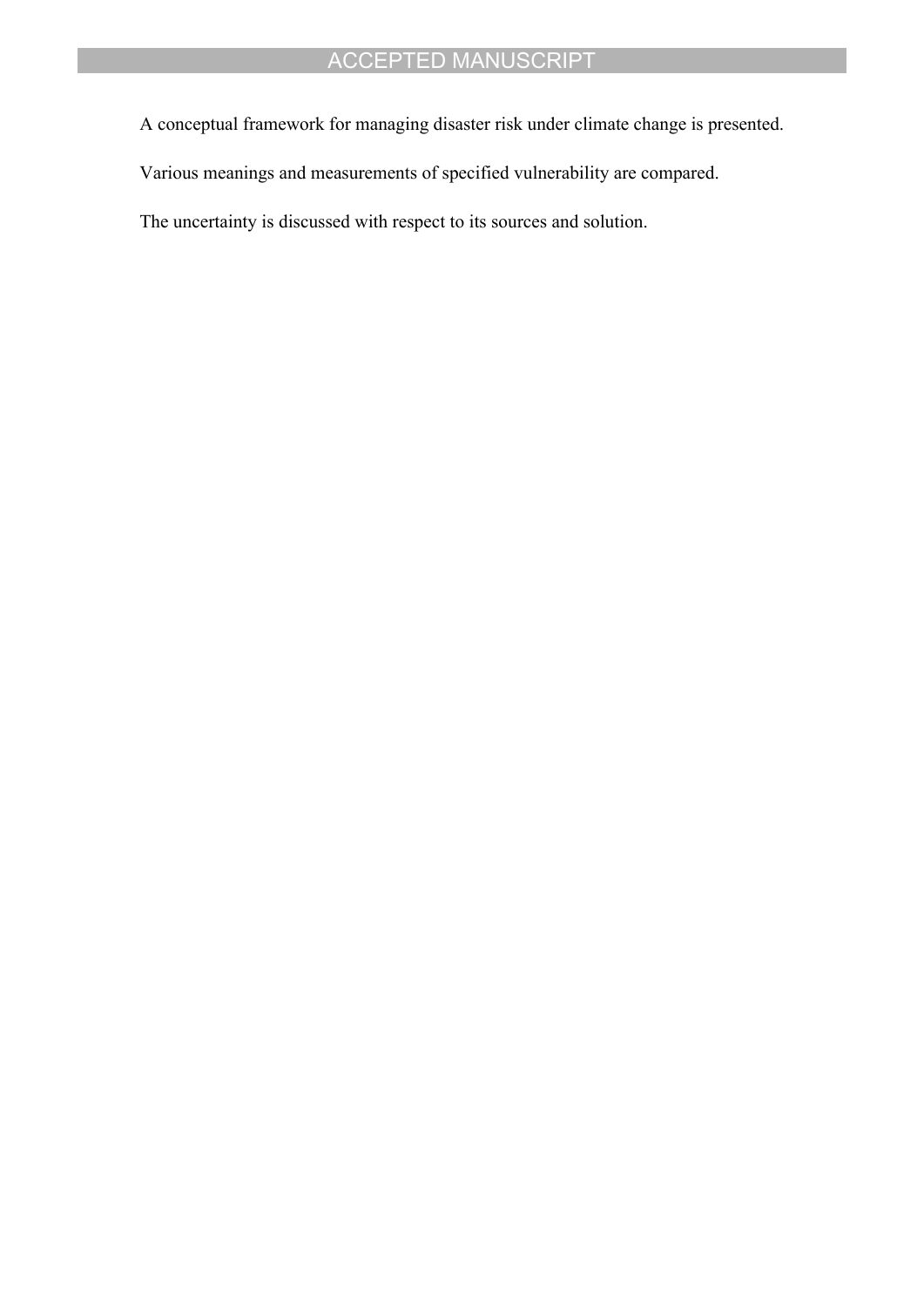A conceptual framework for managing disaster risk under climate change is presented.

Various meanings and measurements of specified vulnerability are compared.

The uncertainty is discussed with respect to its sources and solution.